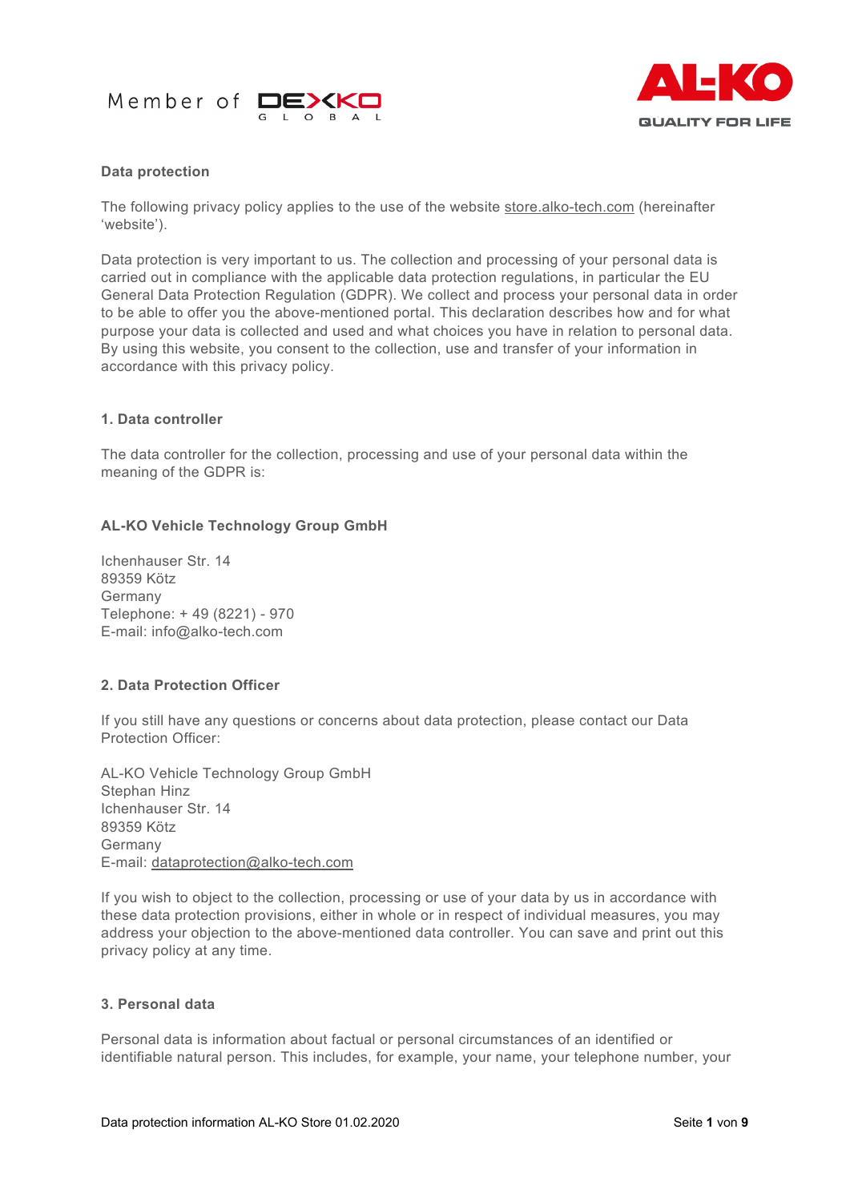## Data protection

The following privacy policy applies to the use of the website store.alko-tech.com (hereinafter 'website').

Data protection is very important to us. The collection and processing of your personal data is carried out in compliance with the applicable data protection regulations, in particular the EU General Data Protection Regulation (GDPR). We collect and process your personal data in order to be able to offer you the above-mentioned portal. This declaration describes how and for what purpose your data is collected and used and what choices you have in relation to personal data. By using this website, you consent to the collection, use and transfer of your information in accordance with this privacy policy.

### 1. Data controller

The data controller for the collection, processing and use of your personal data within the meaning of the GDPR is:

**AL-KO Vehicle Technology Group GmbH**

Ichenhauser Str. 14
89359 Kötz
Germany
Telephone: + 49 (8221) - 970
E-mail: info@alko-tech.com

### 2. Data Protection Officer

If you still have any questions or concerns about data protection, please contact our Data Protection Officer:

AL-KO Vehicle Technology Group GmbH
Stephan Hinz
Ichenhauser Str. 14
89359 Kötz
Germany
E-mail: dataprotection@alko-tech.com

If you wish to object to the collection, processing or use of your data by us in accordance with these data protection provisions, either in whole or in respect of individual measures, you may address your objection to the above-mentioned data controller. You can save and print out this privacy policy at any time.

### 3. Personal data

Personal data is information about factual or personal circumstances of an identified or identifiable natural person. This includes, for example, your name, your telephone number, your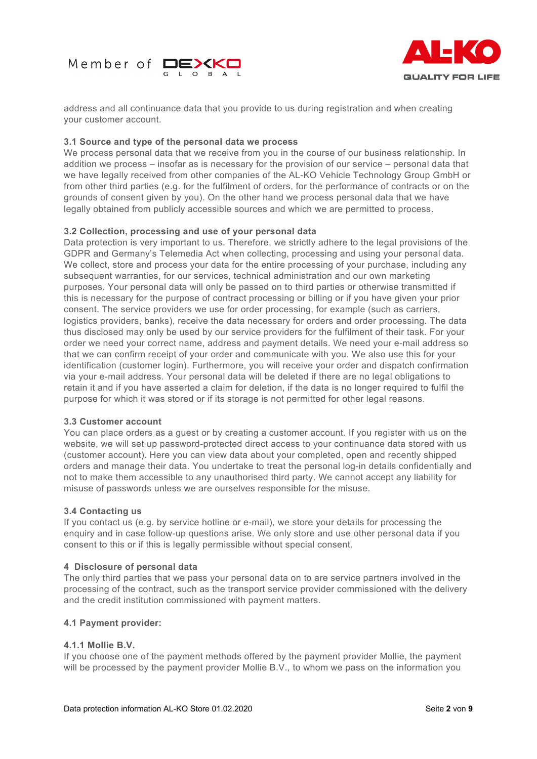address and all continuance data that you provide to us during registration and when creating your customer account.

### 3.1 Source and type of the personal data we process

We process personal data that we receive from you in the course of our business relationship. In addition we process – insofar as is necessary for the provision of our service – personal data that we have legally received from other companies of the AL-KO Vehicle Technology Group GmbH or from other third parties (e.g. for the fulfilment of orders, for the performance of contracts or on the grounds of consent given by you). On the other hand we process personal data that we have legally obtained from publicly accessible sources and which we are permitted to process.

### 3.2 Collection, processing and use of your personal data

Data protection is very important to us. Therefore, we strictly adhere to the legal provisions of the GDPR and Germany's Telemedia Act when collecting, processing and using your personal data. We collect, store and process your data for the entire processing of your purchase, including any subsequent warranties, for our services, technical administration and our own marketing purposes. Your personal data will only be passed on to third parties or otherwise transmitted if this is necessary for the purpose of contract processing or billing or if you have given your prior consent. The service providers we use for order processing, for example (such as carriers, logistics providers, banks), receive the data necessary for orders and order processing. The data thus disclosed may only be used by our service providers for the fulfilment of their task. For your order we need your correct name, address and payment details. We need your e-mail address so that we can confirm receipt of your order and communicate with you. We also use this for your identification (customer login). Furthermore, you will receive your order and dispatch confirmation via your e-mail address. Your personal data will be deleted if there are no legal obligations to retain it and if you have asserted a claim for deletion, if the data is no longer required to fulfil the purpose for which it was stored or if its storage is not permitted for other legal reasons.

### 3.3 Customer account

You can place orders as a guest or by creating a customer account. If you register with us on the website, we will set up password-protected direct access to your continuance data stored with us (customer account). Here you can view data about your completed, open and recently shipped orders and manage their data. You undertake to treat the personal log-in details confidentially and not to make them accessible to any unauthorised third party. We cannot accept any liability for misuse of passwords unless we are ourselves responsible for the misuse.

### 3.4 Contacting us

If you contact us (e.g. by service hotline or e-mail), we store your details for processing the enquiry and in case follow-up questions arise. We only store and use other personal data if you consent to this or if this is legally permissible without special consent.

## 4 Disclosure of personal data

The only third parties that we pass your personal data on to are service partners involved in the processing of the contract, such as the transport service provider commissioned with the delivery and the credit institution commissioned with payment matters.

### 4.1 Payment provider:

#### 4.1.1 Mollie B.V.

If you choose one of the payment methods offered by the payment provider Mollie, the payment will be processed by the payment provider Mollie B.V., to whom we pass on the information you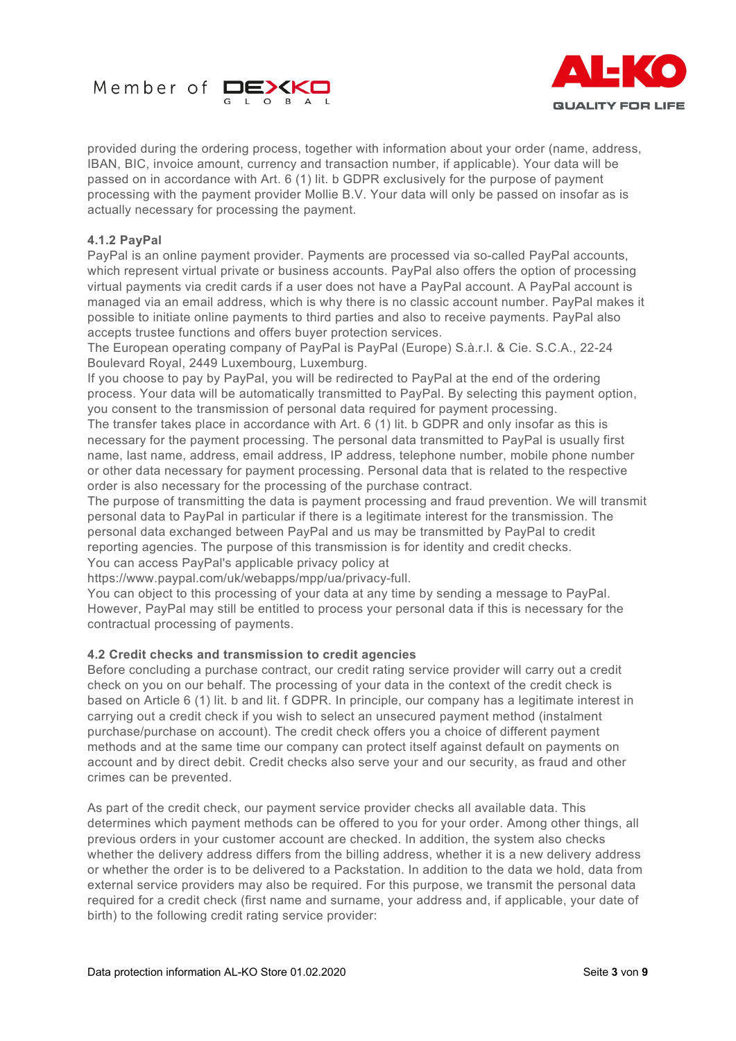provided during the ordering process, together with information about your order (name, address, IBAN, BIC, invoice amount, currency and transaction number, if applicable). Your data will be passed on in accordance with Art. 6 (1) lit. b GDPR exclusively for the purpose of payment processing with the payment provider Mollie B.V. Your data will only be passed on insofar as is actually necessary for processing the payment.

#### 4.1.2 PayPal

PayPal is an online payment provider. Payments are processed via so-called PayPal accounts, which represent virtual private or business accounts. PayPal also offers the option of processing virtual payments via credit cards if a user does not have a PayPal account. A PayPal account is managed via an email address, which is why there is no classic account number. PayPal makes it possible to initiate online payments to third parties and also to receive payments. PayPal also accepts trustee functions and offers buyer protection services.
The European operating company of PayPal is PayPal (Europe) S.à.r.l. & Cie. S.C.A., 22-24 Boulevard Royal, 2449 Luxembourg, Luxemburg.
If you choose to pay by PayPal, you will be redirected to PayPal at the end of the ordering process. Your data will be automatically transmitted to PayPal. By selecting this payment option, you consent to the transmission of personal data required for payment processing.
The transfer takes place in accordance with Art. 6 (1) lit. b GDPR and only insofar as this is necessary for the payment processing. The personal data transmitted to PayPal is usually first name, last name, address, email address, IP address, telephone number, mobile phone number or other data necessary for payment processing. Personal data that is related to the respective order is also necessary for the processing of the purchase contract.
The purpose of transmitting the data is payment processing and fraud prevention. We will transmit personal data to PayPal in particular if there is a legitimate interest for the transmission. The personal data exchanged between PayPal and us may be transmitted by PayPal to credit reporting agencies. The purpose of this transmission is for identity and credit checks.
You can access PayPal's applicable privacy policy at
https://www.paypal.com/uk/webapps/mpp/ua/privacy-full.
You can object to this processing of your data at any time by sending a message to PayPal. However, PayPal may still be entitled to process your personal data if this is necessary for the contractual processing of payments.

### 4.2 Credit checks and transmission to credit agencies

Before concluding a purchase contract, our credit rating service provider will carry out a credit check on you on our behalf. The processing of your data in the context of the credit check is based on Article 6 (1) lit. b and lit. f GDPR. In principle, our company has a legitimate interest in carrying out a credit check if you wish to select an unsecured payment method (instalment purchase/purchase on account). The credit check offers you a choice of different payment methods and at the same time our company can protect itself against default on payments on account and by direct debit. Credit checks also serve your and our security, as fraud and other crimes can be prevented.

As part of the credit check, our payment service provider checks all available data. This determines which payment methods can be offered to you for your order. Among other things, all previous orders in your customer account are checked. In addition, the system also checks whether the delivery address differs from the billing address, whether it is a new delivery address or whether the order is to be delivered to a Packstation. In addition to the data we hold, data from external service providers may also be required. For this purpose, we transmit the personal data required for a credit check (first name and surname, your address and, if applicable, your date of birth) to the following credit rating service provider: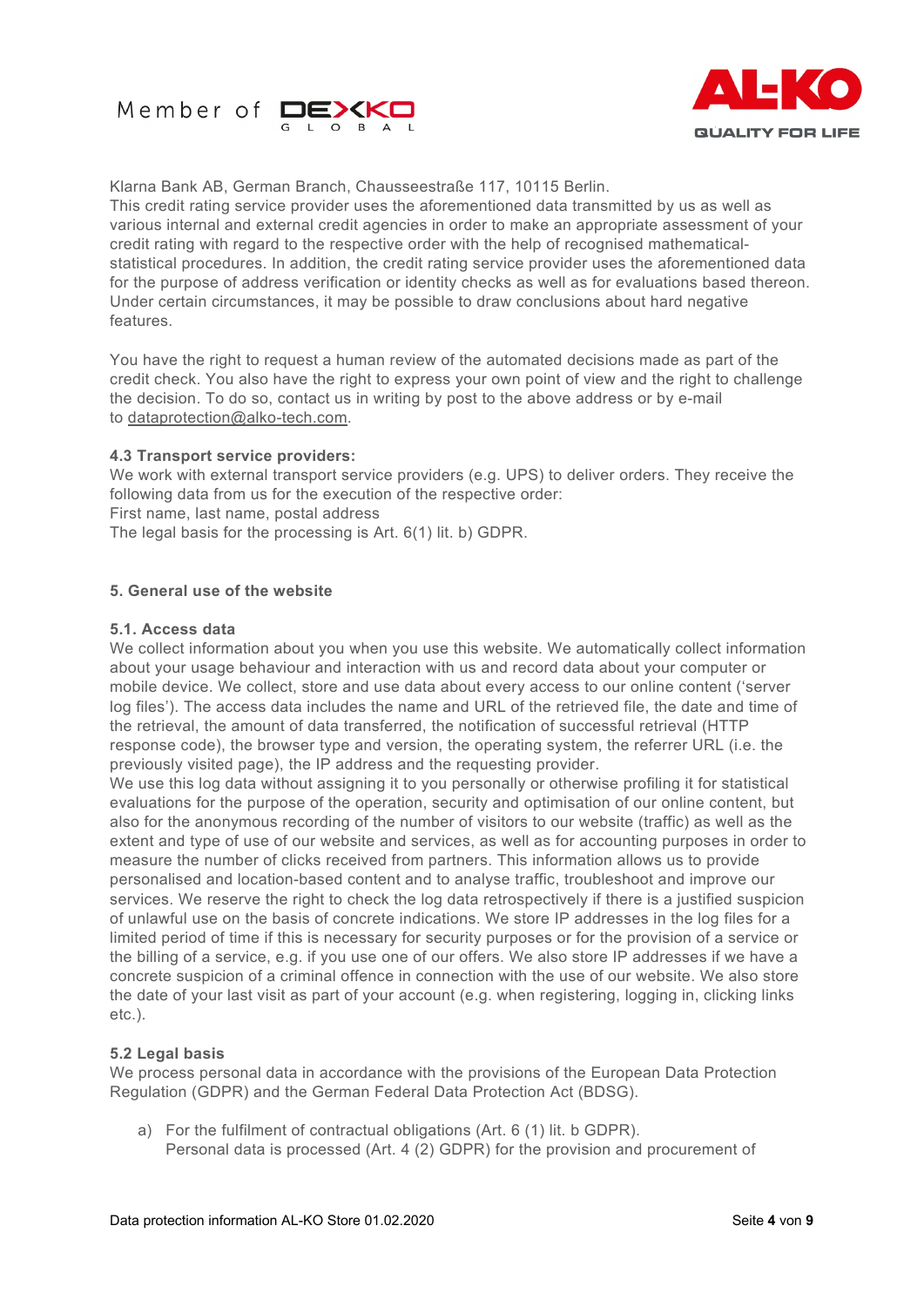Klarna Bank AB, German Branch, Chausseestraße 117, 10115 Berlin.
This credit rating service provider uses the aforementioned data transmitted by us as well as various internal and external credit agencies in order to make an appropriate assessment of your credit rating with regard to the respective order with the help of recognised mathematical-statistical procedures. In addition, the credit rating service provider uses the aforementioned data for the purpose of address verification or identity checks as well as for evaluations based thereon. Under certain circumstances, it may be possible to draw conclusions about hard negative features.

You have the right to request a human review of the automated decisions made as part of the credit check. You also have the right to express your own point of view and the right to challenge the decision. To do so, contact us in writing by post to the above address or by e-mail to dataprotection@alko-tech.com.

**4.3 Transport service providers:**
We work with external transport service providers (e.g. UPS) to deliver orders. They receive the following data from us for the execution of the respective order:
First name, last name, postal address
The legal basis for the processing is Art. 6(1) lit. b) GDPR.

## 5. General use of the website

### 5.1. Access data

We collect information about you when you use this website. We automatically collect information about your usage behaviour and interaction with us and record data about your computer or mobile device. We collect, store and use data about every access to our online content ('server log files'). The access data includes the name and URL of the retrieved file, the date and time of the retrieval, the amount of data transferred, the notification of successful retrieval (HTTP response code), the browser type and version, the operating system, the referrer URL (i.e. the previously visited page), the IP address and the requesting provider.
We use this log data without assigning it to you personally or otherwise profiling it for statistical evaluations for the purpose of the operation, security and optimisation of our online content, but also for the anonymous recording of the number of visitors to our website (traffic) as well as the extent and type of use of our website and services, as well as for accounting purposes in order to measure the number of clicks received from partners. This information allows us to provide personalised and location-based content and to analyse traffic, troubleshoot and improve our services. We reserve the right to check the log data retrospectively if there is a justified suspicion of unlawful use on the basis of concrete indications. We store IP addresses in the log files for a limited period of time if this is necessary for security purposes or for the provision of a service or the billing of a service, e.g. if you use one of our offers. We also store IP addresses if we have a concrete suspicion of a criminal offence in connection with the use of our website. We also store the date of your last visit as part of your account (e.g. when registering, logging in, clicking links etc.).

### 5.2 Legal basis

We process personal data in accordance with the provisions of the European Data Protection Regulation (GDPR) and the German Federal Data Protection Act (BDSG).

a) For the fulfilment of contractual obligations (Art. 6 (1) lit. b GDPR).
   Personal data is processed (Art. 4 (2) GDPR) for the provision and procurement of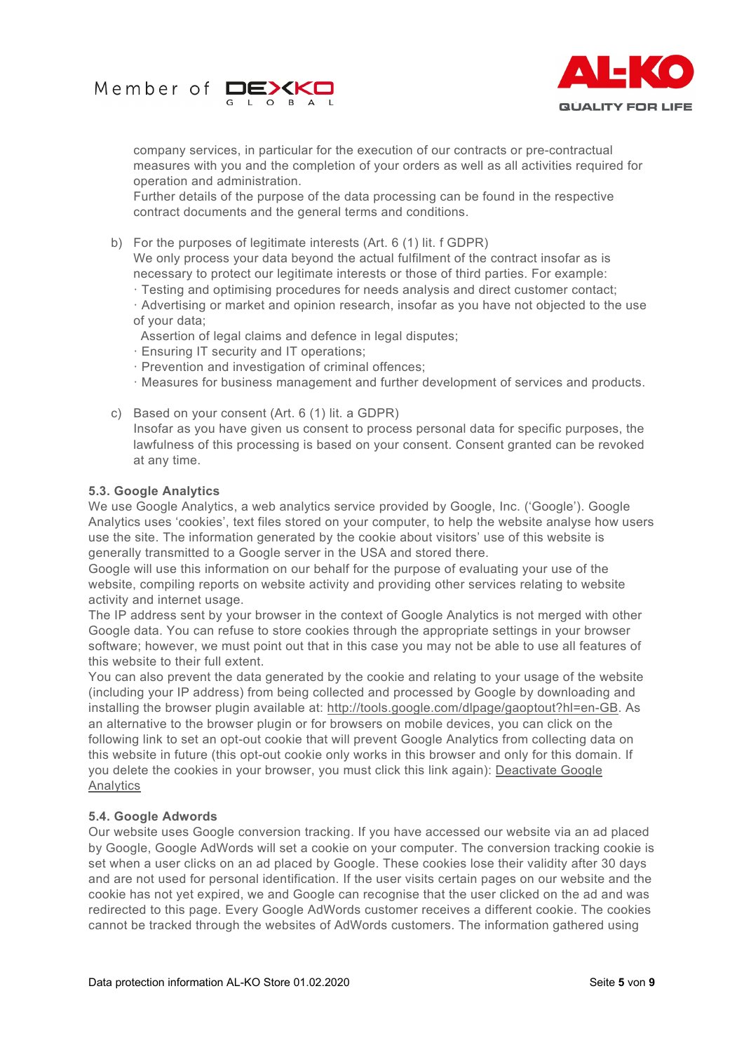company services, in particular for the execution of our contracts or pre-contractual measures with you and the completion of your orders as well as all activities required for operation and administration.
Further details of the purpose of the data processing can be found in the respective contract documents and the general terms and conditions.

b) For the purposes of legitimate interests (Art. 6 (1) lit. f GDPR)
We only process your data beyond the actual fulfilment of the contract insofar as is necessary to protect our legitimate interests or those of third parties. For example:
· Testing and optimising procedures for needs analysis and direct customer contact;
· Advertising or market and opinion research, insofar as you have not objected to the use of your data;
Assertion of legal claims and defence in legal disputes;
· Ensuring IT security and IT operations;
· Prevention and investigation of criminal offences;
· Measures for business management and further development of services and products.

c) Based on your consent (Art. 6 (1) lit. a GDPR)
Insofar as you have given us consent to process personal data for specific purposes, the lawfulness of this processing is based on your consent. Consent granted can be revoked at any time.

### 5.3. Google Analytics

We use Google Analytics, a web analytics service provided by Google, Inc. ('Google'). Google Analytics uses 'cookies', text files stored on your computer, to help the website analyse how users use the site. The information generated by the cookie about visitors' use of this website is generally transmitted to a Google server in the USA and stored there.
Google will use this information on our behalf for the purpose of evaluating your use of the website, compiling reports on website activity and providing other services relating to website activity and internet usage.
The IP address sent by your browser in the context of Google Analytics is not merged with other Google data. You can refuse to store cookies through the appropriate settings in your browser software; however, we must point out that in this case you may not be able to use all features of this website to their full extent.
You can also prevent the data generated by the cookie and relating to your usage of the website (including your IP address) from being collected and processed by Google by downloading and installing the browser plugin available at: http://tools.google.com/dlpage/gaoptout?hl=en-GB. As an alternative to the browser plugin or for browsers on mobile devices, you can click on the following link to set an opt-out cookie that will prevent Google Analytics from collecting data on this website in future (this opt-out cookie only works in this browser and only for this domain. If you delete the cookies in your browser, you must click this link again): Deactivate Google Analytics

### 5.4. Google Adwords

Our website uses Google conversion tracking. If you have accessed our website via an ad placed by Google, Google AdWords will set a cookie on your computer. The conversion tracking cookie is set when a user clicks on an ad placed by Google. These cookies lose their validity after 30 days and are not used for personal identification. If the user visits certain pages on our website and the cookie has not yet expired, we and Google can recognise that the user clicked on the ad and was redirected to this page. Every Google AdWords customer receives a different cookie. The cookies cannot be tracked through the websites of AdWords customers. The information gathered using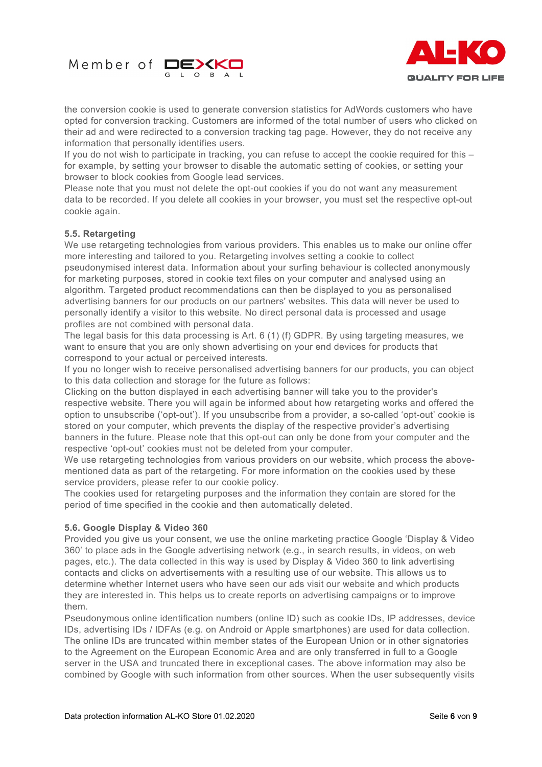the conversion cookie is used to generate conversion statistics for AdWords customers who have opted for conversion tracking. Customers are informed of the total number of users who clicked on their ad and were redirected to a conversion tracking tag page. However, they do not receive any information that personally identifies users.

If you do not wish to participate in tracking, you can refuse to accept the cookie required for this – for example, by setting your browser to disable the automatic setting of cookies, or setting your browser to block cookies from Google lead services.

Please note that you must not delete the opt-out cookies if you do not want any measurement data to be recorded. If you delete all cookies in your browser, you must set the respective opt-out cookie again.

### 5.5. Retargeting

We use retargeting technologies from various providers. This enables us to make our online offer more interesting and tailored to you. Retargeting involves setting a cookie to collect pseudonymised interest data. Information about your surfing behaviour is collected anonymously for marketing purposes, stored in cookie text files on your computer and analysed using an algorithm. Targeted product recommendations can then be displayed to you as personalised advertising banners for our products on our partners' websites. This data will never be used to personally identify a visitor to this website. No direct personal data is processed and usage profiles are not combined with personal data.

The legal basis for this data processing is Art. 6 (1) (f) GDPR. By using targeting measures, we want to ensure that you are only shown advertising on your end devices for products that correspond to your actual or perceived interests.

If you no longer wish to receive personalised advertising banners for our products, you can object to this data collection and storage for the future as follows:

Clicking on the button displayed in each advertising banner will take you to the provider's respective website. There you will again be informed about how retargeting works and offered the option to unsubscribe ('opt-out'). If you unsubscribe from a provider, a so-called 'opt-out' cookie is stored on your computer, which prevents the display of the respective provider's advertising banners in the future. Please note that this opt-out can only be done from your computer and the respective 'opt-out' cookies must not be deleted from your computer.

We use retargeting technologies from various providers on our website, which process the above-mentioned data as part of the retargeting. For more information on the cookies used by these service providers, please refer to our cookie policy.

The cookies used for retargeting purposes and the information they contain are stored for the period of time specified in the cookie and then automatically deleted.

### 5.6. Google Display & Video 360

Provided you give us your consent, we use the online marketing practice Google 'Display & Video 360' to place ads in the Google advertising network (e.g., in search results, in videos, on web pages, etc.). The data collected in this way is used by Display & Video 360 to link advertising contacts and clicks on advertisements with a resulting use of our website. This allows us to determine whether Internet users who have seen our ads visit our website and which products they are interested in. This helps us to create reports on advertising campaigns or to improve them.

Pseudonymous online identification numbers (online ID) such as cookie IDs, IP addresses, device IDs, advertising IDs / IDFAs (e.g. on Android or Apple smartphones) are used for data collection. The online IDs are truncated within member states of the European Union or in other signatories to the Agreement on the European Economic Area and are only transferred in full to a Google server in the USA and truncated there in exceptional cases. The above information may also be combined by Google with such information from other sources. When the user subsequently visits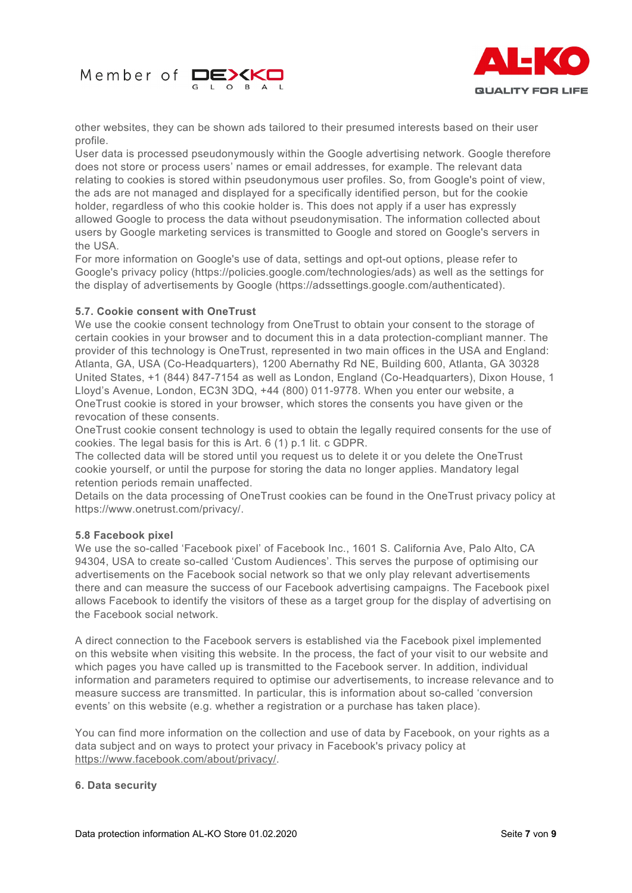other websites, they can be shown ads tailored to their presumed interests based on their user profile.
User data is processed pseudonymously within the Google advertising network. Google therefore does not store or process users' names or email addresses, for example. The relevant data relating to cookies is stored within pseudonymous user profiles. So, from Google's point of view, the ads are not managed and displayed for a specifically identified person, but for the cookie holder, regardless of who this cookie holder is. This does not apply if a user has expressly allowed Google to process the data without pseudonymisation. The information collected about users by Google marketing services is transmitted to Google and stored on Google's servers in the USA.
For more information on Google's use of data, settings and opt-out options, please refer to Google's privacy policy (https://policies.google.com/technologies/ads) as well as the settings for the display of advertisements by Google (https://adssettings.google.com/authenticated).

### 5.7. Cookie consent with OneTrust

We use the cookie consent technology from OneTrust to obtain your consent to the storage of certain cookies in your browser and to document this in a data protection-compliant manner. The provider of this technology is OneTrust, represented in two main offices in the USA and England: Atlanta, GA, USA (Co-Headquarters), 1200 Abernathy Rd NE, Building 600, Atlanta, GA 30328 United States, +1 (844) 847-7154 as well as London, England (Co-Headquarters), Dixon House, 1 Lloyd's Avenue, London, EC3N 3DQ, +44 (800) 011-9778. When you enter our website, a OneTrust cookie is stored in your browser, which stores the consents you have given or the revocation of these consents.
OneTrust cookie consent technology is used to obtain the legally required consents for the use of cookies. The legal basis for this is Art. 6 (1) p.1 lit. c GDPR.
The collected data will be stored until you request us to delete it or you delete the OneTrust cookie yourself, or until the purpose for storing the data no longer applies. Mandatory legal retention periods remain unaffected.
Details on the data processing of OneTrust cookies can be found in the OneTrust privacy policy at https://www.onetrust.com/privacy/.

### 5.8 Facebook pixel

We use the so-called 'Facebook pixel' of Facebook Inc., 1601 S. California Ave, Palo Alto, CA 94304, USA to create so-called 'Custom Audiences'. This serves the purpose of optimising our advertisements on the Facebook social network so that we only play relevant advertisements there and can measure the success of our Facebook advertising campaigns. The Facebook pixel allows Facebook to identify the visitors of these as a target group for the display of advertising on the Facebook social network.

A direct connection to the Facebook servers is established via the Facebook pixel implemented on this website when visiting this website. In the process, the fact of your visit to our website and which pages you have called up is transmitted to the Facebook server. In addition, individual information and parameters required to optimise our advertisements, to increase relevance and to measure success are transmitted. In particular, this is information about so-called 'conversion events' on this website (e.g. whether a registration or a purchase has taken place).

You can find more information on the collection and use of data by Facebook, on your rights as a data subject and on ways to protect your privacy in Facebook's privacy policy at https://www.facebook.com/about/privacy/.

## 6. Data security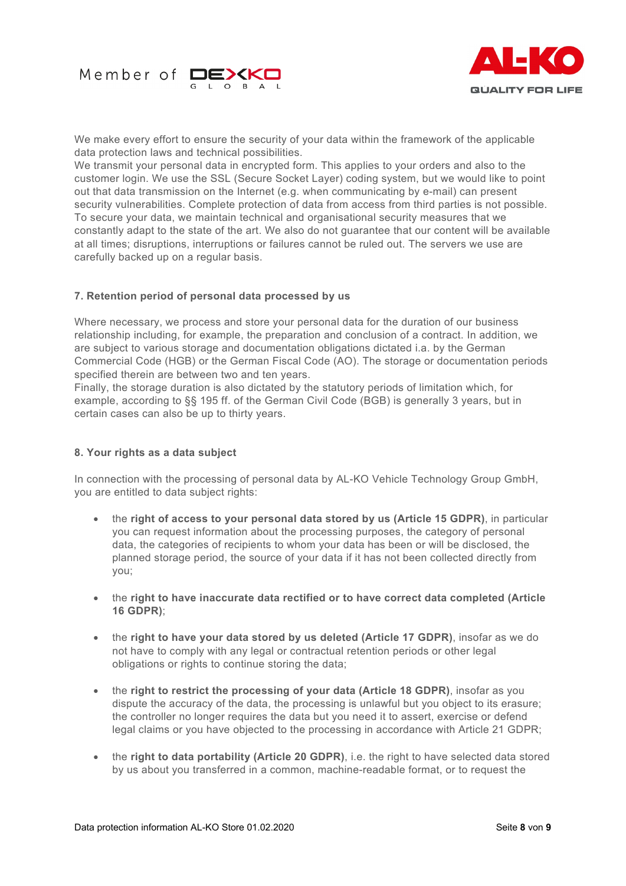We make every effort to ensure the security of your data within the framework of the applicable data protection laws and technical possibilities.
We transmit your personal data in encrypted form. This applies to your orders and also to the customer login. We use the SSL (Secure Socket Layer) coding system, but we would like to point out that data transmission on the Internet (e.g. when communicating by e-mail) can present security vulnerabilities. Complete protection of data from access from third parties is not possible. To secure your data, we maintain technical and organisational security measures that we constantly adapt to the state of the art. We also do not guarantee that our content will be available at all times; disruptions, interruptions or failures cannot be ruled out. The servers we use are carefully backed up on a regular basis.

### 7. Retention period of personal data processed by us

Where necessary, we process and store your personal data for the duration of our business relationship including, for example, the preparation and conclusion of a contract. In addition, we are subject to various storage and documentation obligations dictated i.a. by the German Commercial Code (HGB) or the German Fiscal Code (AO). The storage or documentation periods specified therein are between two and ten years.
Finally, the storage duration is also dictated by the statutory periods of limitation which, for example, according to §§ 195 ff. of the German Civil Code (BGB) is generally 3 years, but in certain cases can also be up to thirty years.

### 8. Your rights as a data subject

In connection with the processing of personal data by AL-KO Vehicle Technology Group GmbH, you are entitled to data subject rights:

- the **right of access to your personal data stored by us (Article 15 GDPR)**, in particular you can request information about the processing purposes, the category of personal data, the categories of recipients to whom your data has been or will be disclosed, the planned storage period, the source of your data if it has not been collected directly from you;

- the **right to have inaccurate data rectified or to have correct data completed (Article 16 GDPR)**;

- the **right to have your data stored by us deleted (Article 17 GDPR)**, insofar as we do not have to comply with any legal or contractual retention periods or other legal obligations or rights to continue storing the data;

- the **right to restrict the processing of your data (Article 18 GDPR)**, insofar as you dispute the accuracy of the data, the processing is unlawful but you object to its erasure; the controller no longer requires the data but you need it to assert, exercise or defend legal claims or you have objected to the processing in accordance with Article 21 GDPR;

- the **right to data portability (Article 20 GDPR)**, i.e. the right to have selected data stored by us about you transferred in a common, machine-readable format, or to request the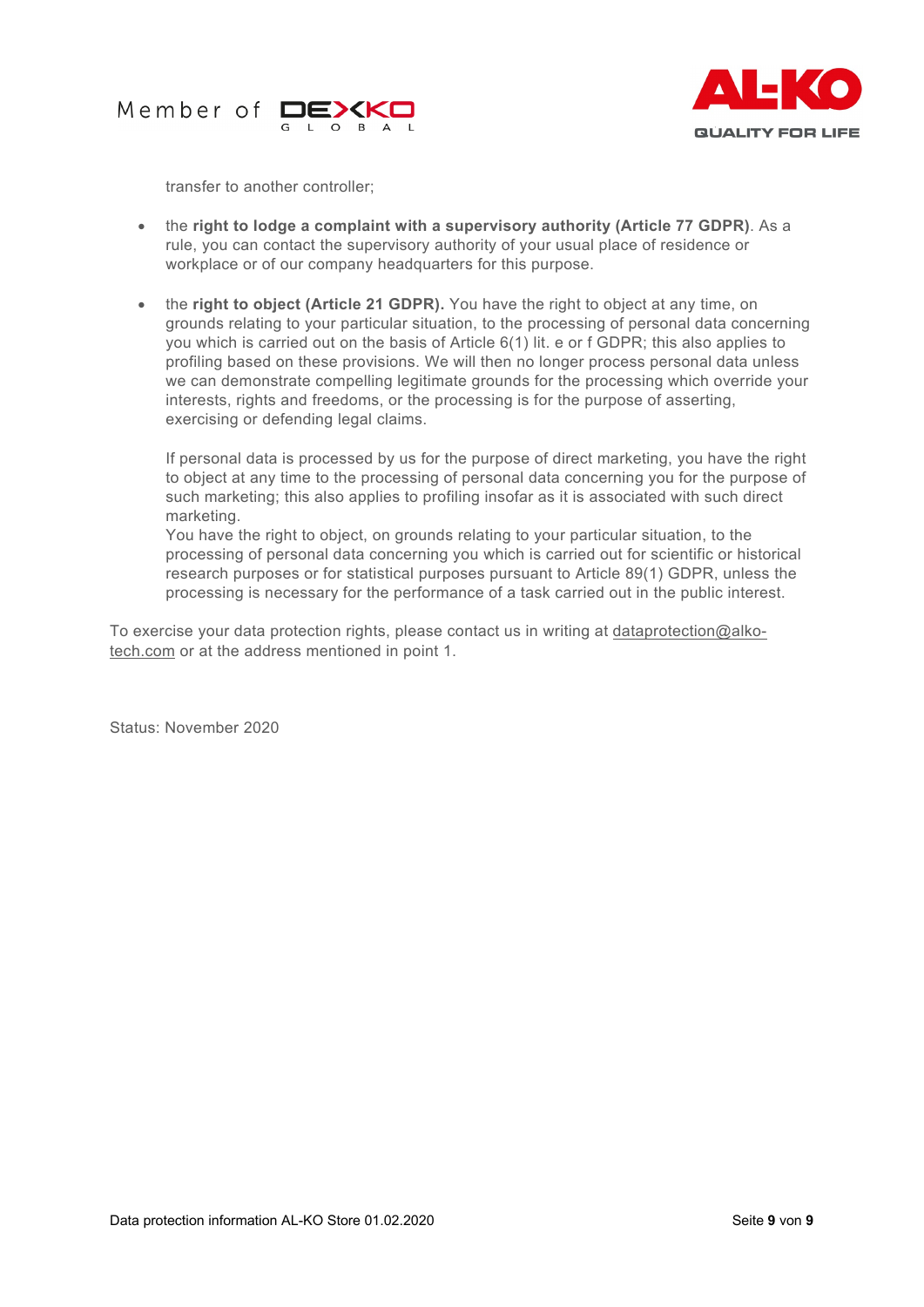transfer to another controller;

- the **right to lodge a complaint with a supervisory authority (Article 77 GDPR)**. As a rule, you can contact the supervisory authority of your usual place of residence or workplace or of our company headquarters for this purpose.

- the **right to object (Article 21 GDPR).** You have the right to object at any time, on grounds relating to your particular situation, to the processing of personal data concerning you which is carried out on the basis of Article 6(1) lit. e or f GDPR; this also applies to profiling based on these provisions. We will then no longer process personal data unless we can demonstrate compelling legitimate grounds for the processing which override your interests, rights and freedoms, or the processing is for the purpose of asserting, exercising or defending legal claims.

  If personal data is processed by us for the purpose of direct marketing, you have the right to object at any time to the processing of personal data concerning you for the purpose of such marketing; this also applies to profiling insofar as it is associated with such direct marketing.
  You have the right to object, on grounds relating to your particular situation, to the processing of personal data concerning you which is carried out for scientific or historical research purposes or for statistical purposes pursuant to Article 89(1) GDPR, unless the processing is necessary for the performance of a task carried out in the public interest.

To exercise your data protection rights, please contact us in writing at dataprotection@alko-tech.com or at the address mentioned in point 1.

Status: November 2020